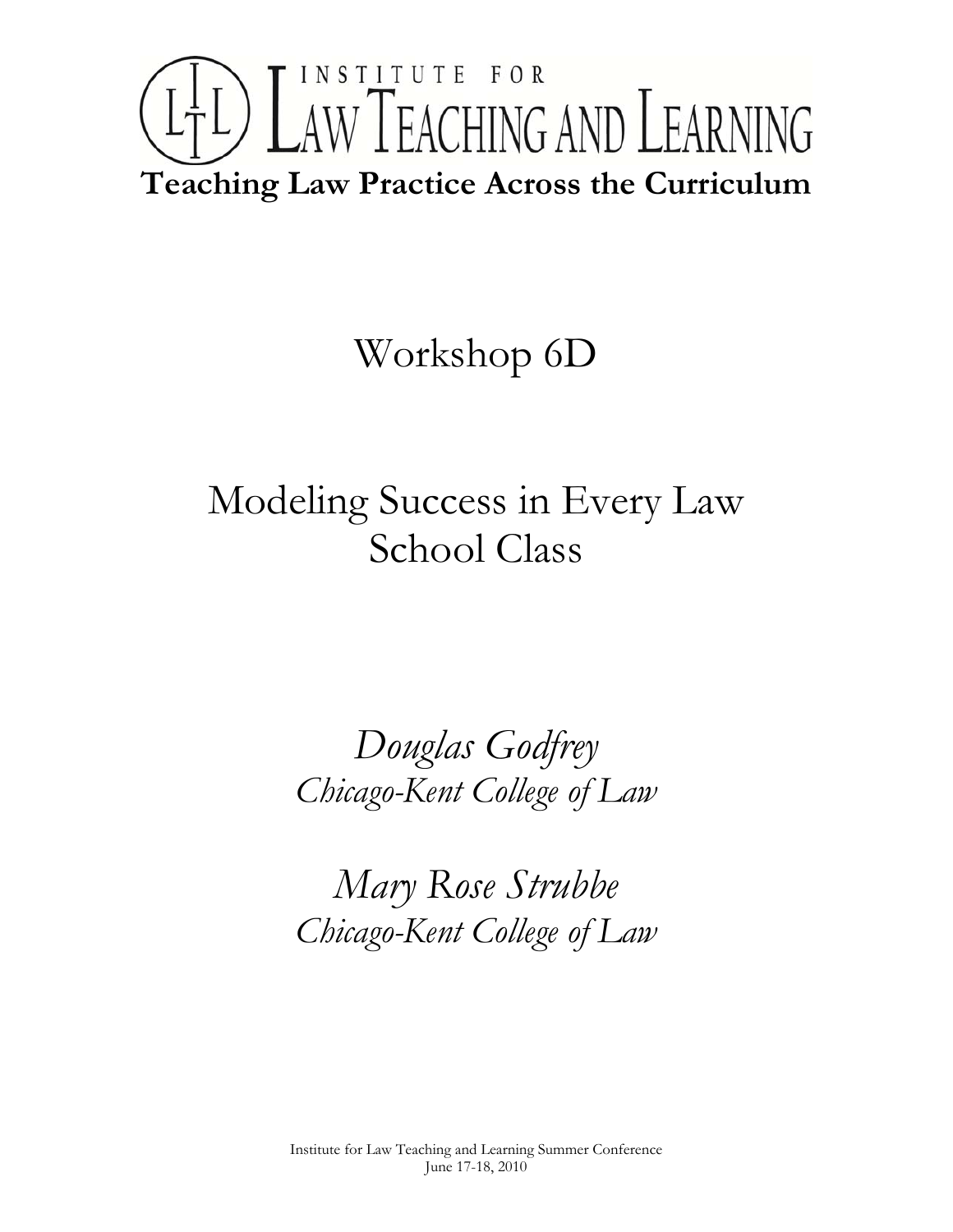# INSTITUTE FOR LAW TEACHING AND LEARNING

**Teaching Law Practice Across the Curriculum**

## Workshop 6D

## Modeling Success in Every Law School Class

*Douglas Godfrey*
*Chicago-Kent College of Law*

*Mary Rose Strubbe*
*Chicago-Kent College of Law*

Institute for Law Teaching and Learning Summer Conference
June 17-18, 2010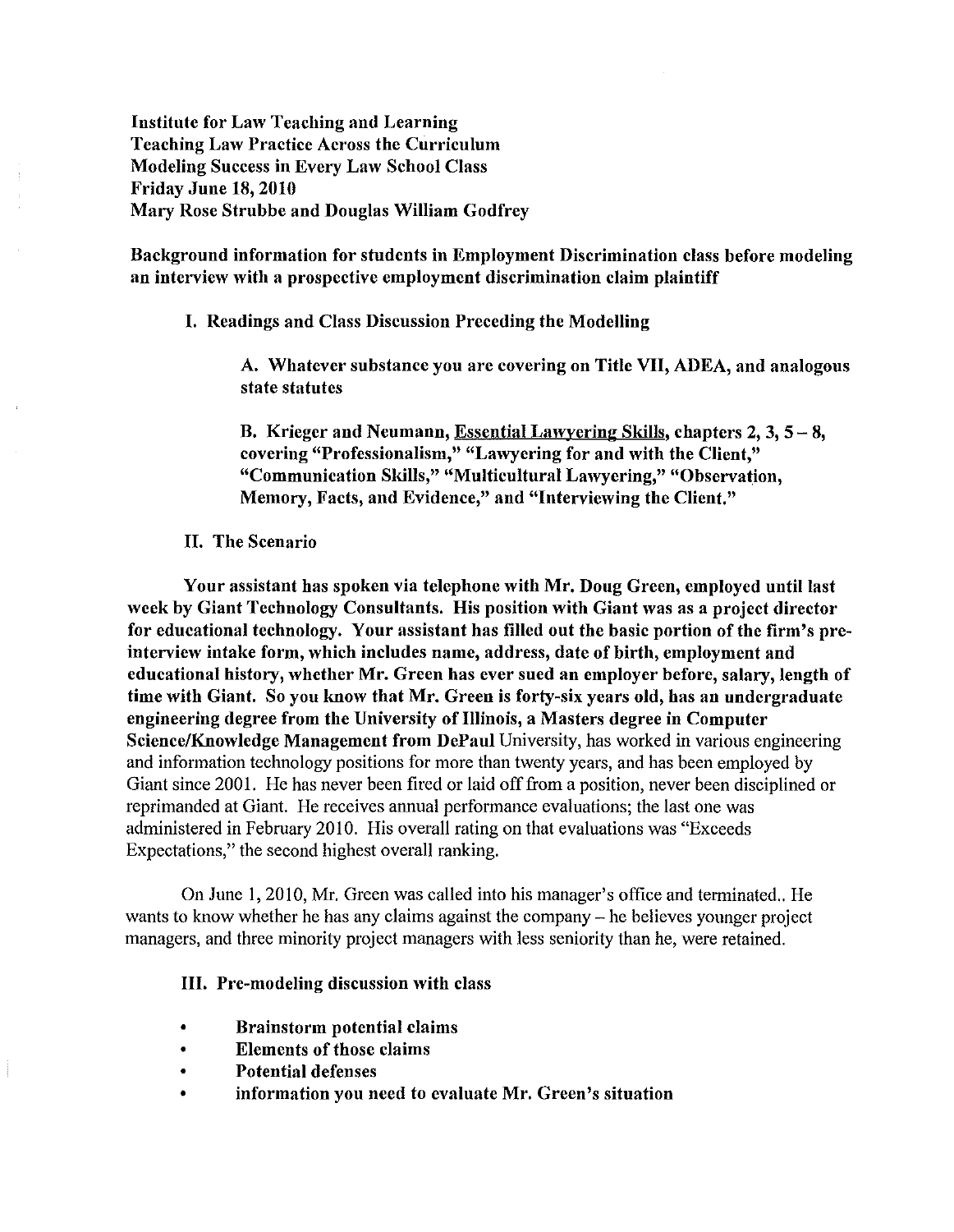**Institute for Law Teaching and Learning**
**Teaching Law Practice Across the Curriculum**
**Modeling Success in Every Law School Class**
**Friday June 18, 2010**
**Mary Rose Strubbe and Douglas William Godfrey**

**Background information for students in Employment Discrimination class before modeling an interview with a prospective employment discrimination claim plaintiff**

**I. Readings and Class Discussion Preceding the Modelling**

**A. Whatever substance you are covering on Title VII, ADEA, and analogous state statutes**

**B. Krieger and Neumann, <u>Essential Lawyering Skills</u>, chapters 2, 3, 5 – 8, covering "Professionalism," "Lawyering for and with the Client," "Communication Skills," "Multicultural Lawyering," "Observation, Memory, Facts, and Evidence," and "Interviewing the Client."**

**II. The Scenario**

**Your assistant has spoken via telephone with Mr. Doug Green, employed until last week by Giant Technology Consultants. His position with Giant was as a project director for educational technology. Your assistant has filled out the basic portion of the firm's pre-interview intake form, which includes name, address, date of birth, employment and educational history, whether Mr. Green has ever sued an employer before, salary, length of time with Giant. So you know that Mr. Green is forty-six years old, has an undergraduate engineering degree from the University of Illinois, a Masters degree in Computer Science/Knowledge Management from DePaul** University, has worked in various engineering and information technology positions for more than twenty years, and has been employed by Giant since 2001. He has never been fired or laid off from a position, never been disciplined or reprimanded at Giant. He receives annual performance evaluations; the last one was administered in February 2010. His overall rating on that evaluations was "Exceeds Expectations," the second highest overall ranking.

On June 1, 2010, Mr. Green was called into his manager's office and terminated.. He wants to know whether he has any claims against the company – he believes younger project managers, and three minority project managers with less seniority than he, were retained.

**III. Pre-modeling discussion with class**

- **Brainstorm potential claims**
- **Elements of those claims**
- **Potential defenses**
- **information you need to evaluate Mr. Green's situation**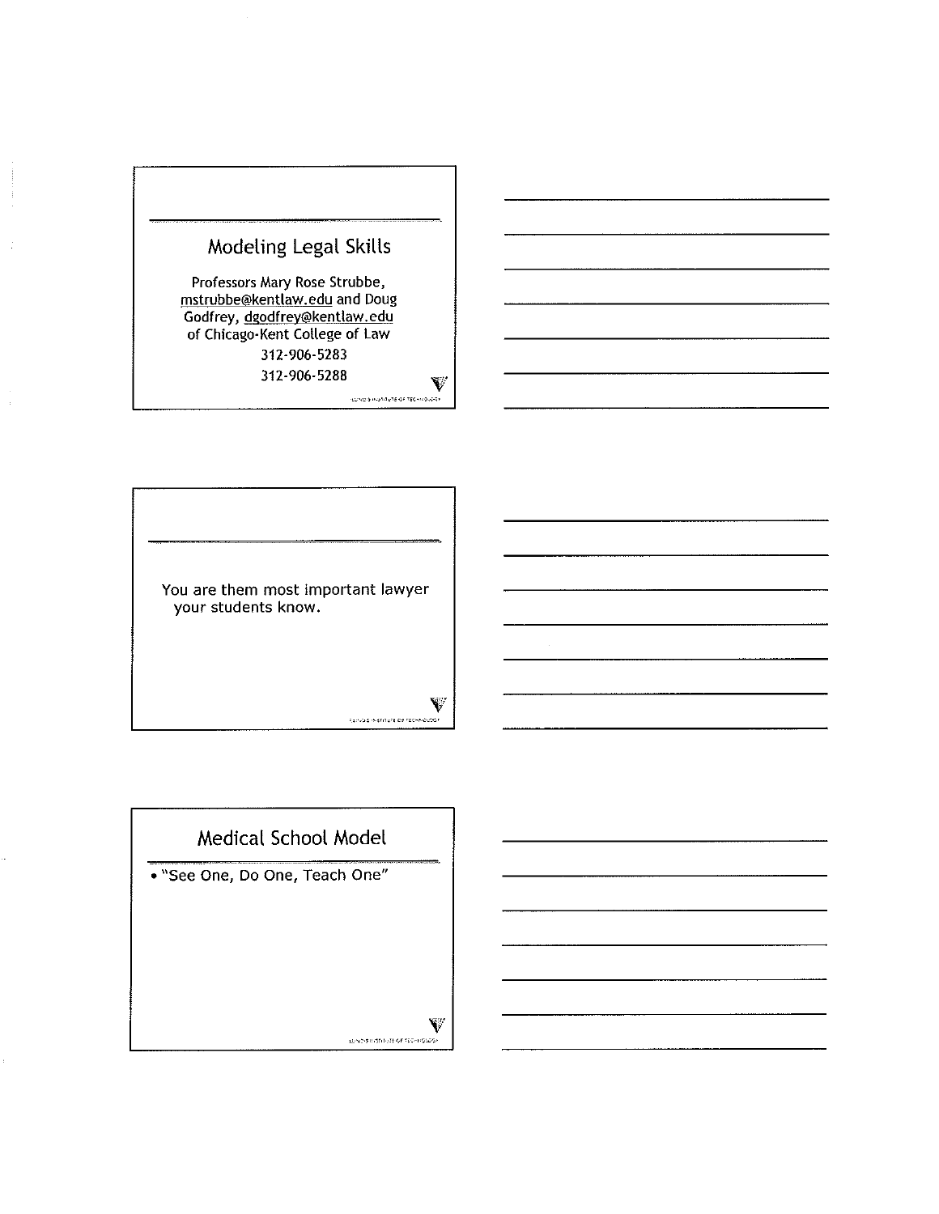## Modeling Legal Skills

Professors Mary Rose Strubbe, mstrubbe@kentlaw.edu and Doug Godfrey, dgodfrey@kentlaw.edu of Chicago-Kent College of Law

312-906-5283

312-906-5288

---

You are them most important lawyer your students know.

---

## Medical School Model

- "See One, Do One, Teach One"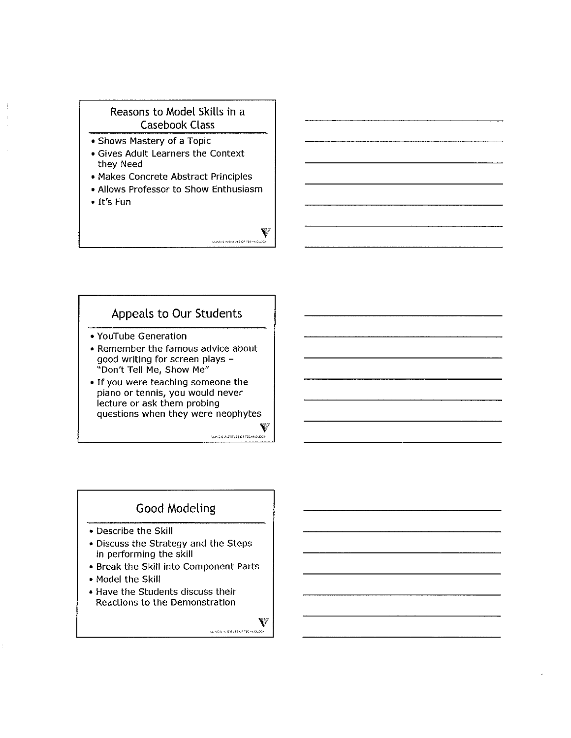## Reasons to Model Skills in a Casebook Class

- Shows Mastery of a Topic
- Gives Adult Learners the Context they Need
- Makes Concrete Abstract Principles
- Allows Professor to Show Enthusiasm
- It's Fun

## Appeals to Our Students

- YouTube Generation
- Remember the famous advice about good writing for screen plays – "Don't Tell Me, Show Me"
- If you were teaching someone the piano or tennis, you would never lecture or ask them probing questions when they were neophytes

## Good Modeling

- Describe the Skill
- Discuss the Strategy and the Steps in performing the skill
- Break the Skill into Component Parts
- Model the Skill
- Have the Students discuss their Reactions to the Demonstration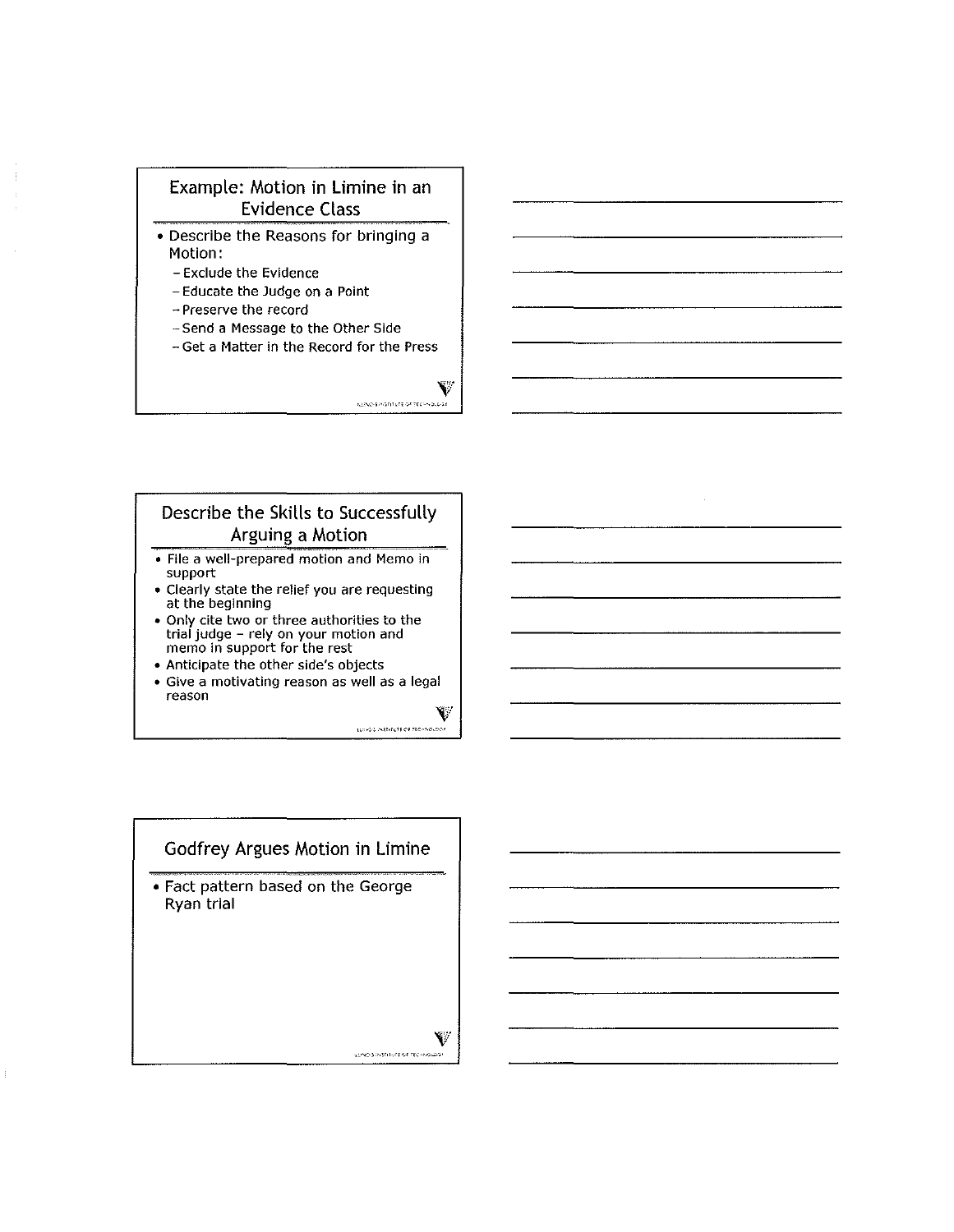## Example: Motion in Limine in an Evidence Class

- Describe the Reasons for bringing a Motion:
  - Exclude the Evidence
  - Educate the Judge on a Point
  - Preserve the record
  - Send a Message to the Other Side
  - Get a Matter in the Record for the Press

## Describe the Skills to Successfully Arguing a Motion

- File a well-prepared motion and Memo in support
- Clearly state the relief you are requesting at the beginning
- Only cite two or three authorities to the trial judge – rely on your motion and memo in support for the rest
- Anticipate the other side's objects
- Give a motivating reason as well as a legal reason

## Godfrey Argues Motion in Limine

- Fact pattern based on the George Ryan trial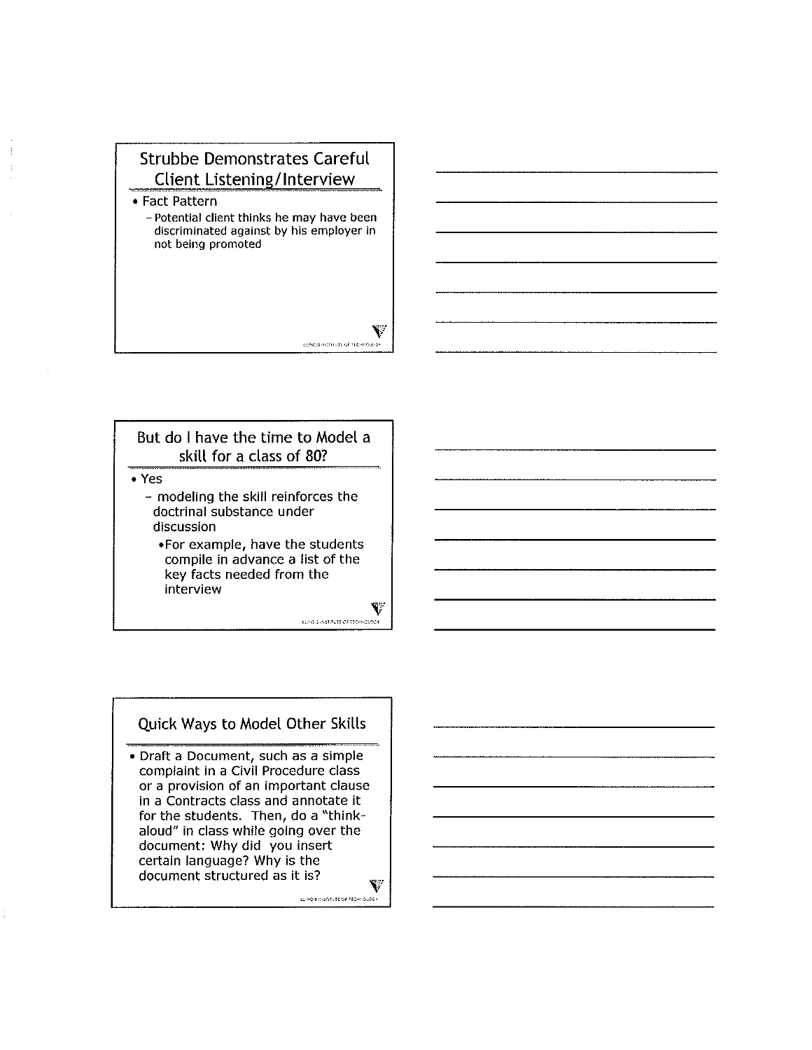## Strubbe Demonstrates Careful Client Listening/Interview

- Fact Pattern
  - Potential client thinks he may have been discriminated against by his employer in not being promoted

## But do I have the time to Model a skill for a class of 80?

- Yes
  - modeling the skill reinforces the doctrinal substance under discussion
    - For example, have the students compile in advance a list of the key facts needed from the interview

## Quick Ways to Model Other Skills

- Draft a Document, such as a simple complaint in a Civil Procedure class or a provision of an important clause in a Contracts class and annotate it for the students. Then, do a "think-aloud" in class while going over the document: Why did you insert certain language? Why is the document structured as it is?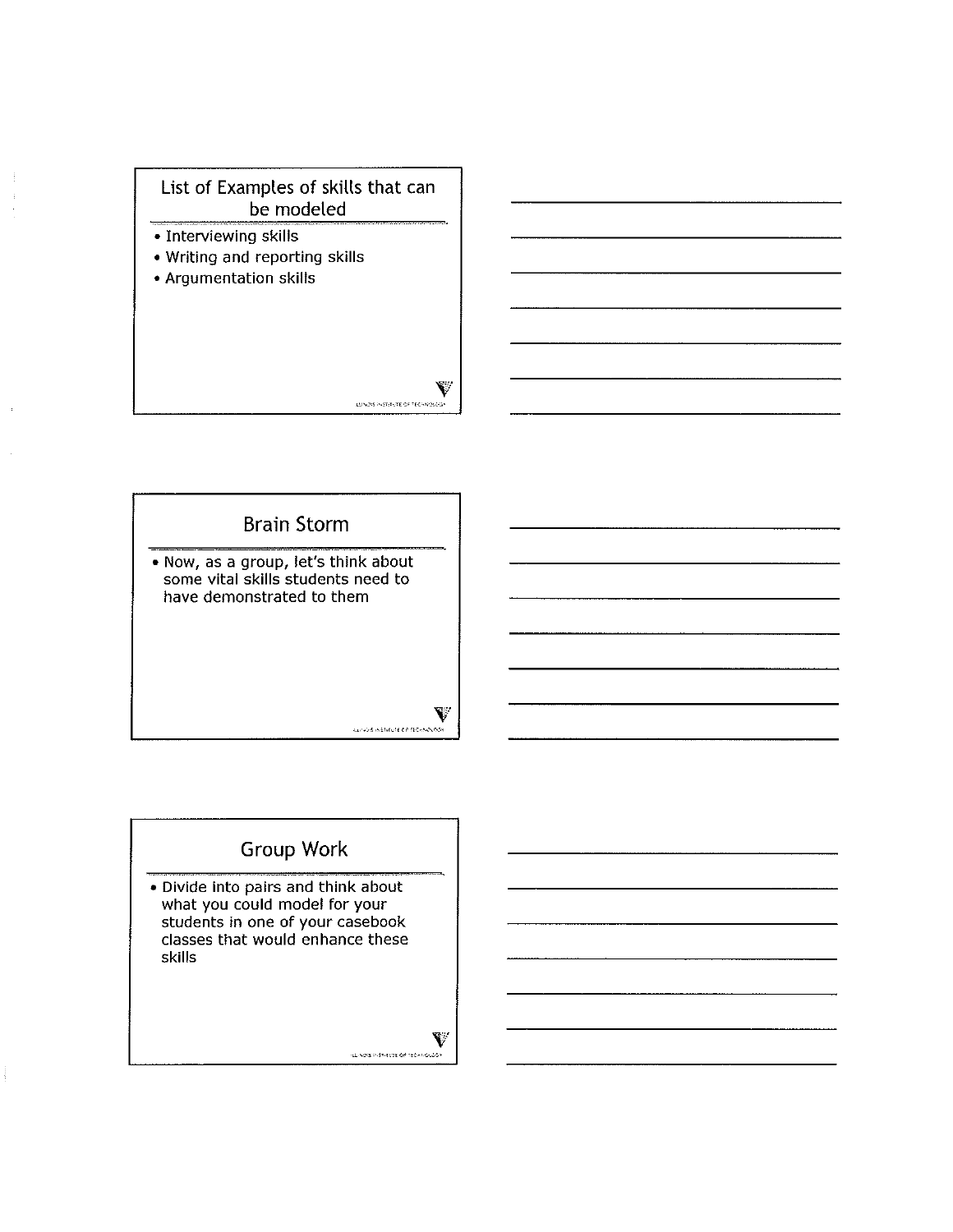## List of Examples of skills that can be modeled

- Interviewing skills
- Writing and reporting skills
- Argumentation skills

## Brain Storm

- Now, as a group, let's think about some vital skills students need to have demonstrated to them

## Group Work

- Divide into pairs and think about what you could model for your students in one of your casebook classes that would enhance these skills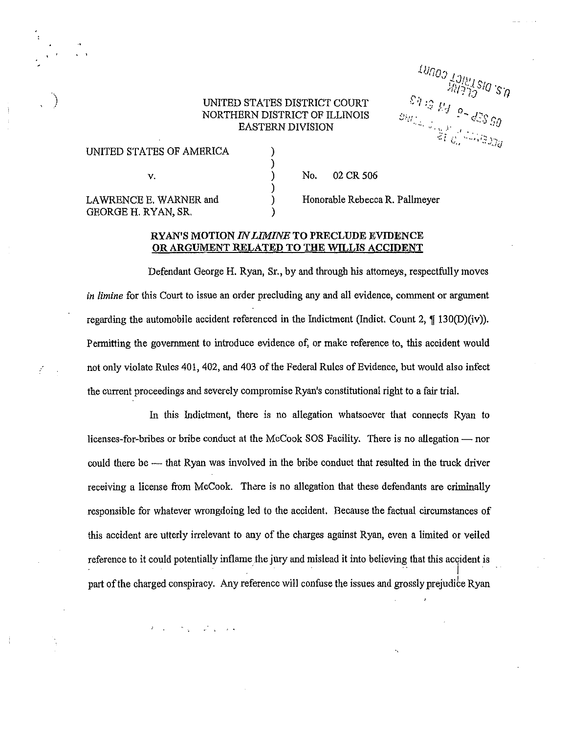UNITED STATES DISTRICT COURT
NORTHERN DISTRICT OF ILLINOIS
EASTERN DIVISION

| | | |
|---|---|---|
| UNITED STATES OF AMERICA | ) | |
| | ) | |
| v. | ) | No. 02 CR 506 |
| | ) | |
| LAWRENCE E. WARNER and | ) | Honorable Rebecca R. Pallmeyer |
| GEORGE H. RYAN, SR. | ) | |

**RYAN'S MOTION *IN LIMINE* TO PRECLUDE EVIDENCE OR ARGUMENT RELATED TO THE WILLIS ACCIDENT**

Defendant George H. Ryan, Sr., by and through his attorneys, respectfully moves *in limine* for this Court to issue an order precluding any and all evidence, comment or argument regarding the automobile accident referenced in the Indictment (Indict. Count 2, ¶ 130(D)(iv)). Permitting the government to introduce evidence of, or make reference to, this accident would not only violate Rules 401, 402, and 403 of the Federal Rules of Evidence, but would also infect the current proceedings and severely compromise Ryan's constitutional right to a fair trial.

In this Indictment, there is no allegation whatsoever that connects Ryan to licenses-for-bribes or bribe conduct at the McCook SOS Facility. There is no allegation — nor could there be — that Ryan was involved in the bribe conduct that resulted in the truck driver receiving a license from McCook. There is no allegation that these defendants are criminally responsible for whatever wrongdoing led to the accident. Because the factual circumstances of this accident are utterly irrelevant to any of the charges against Ryan, even a limited or veiled reference to it could potentially inflame the jury and mislead it into believing that this accident is part of the charged conspiracy. Any reference will confuse the issues and grossly prejudice Ryan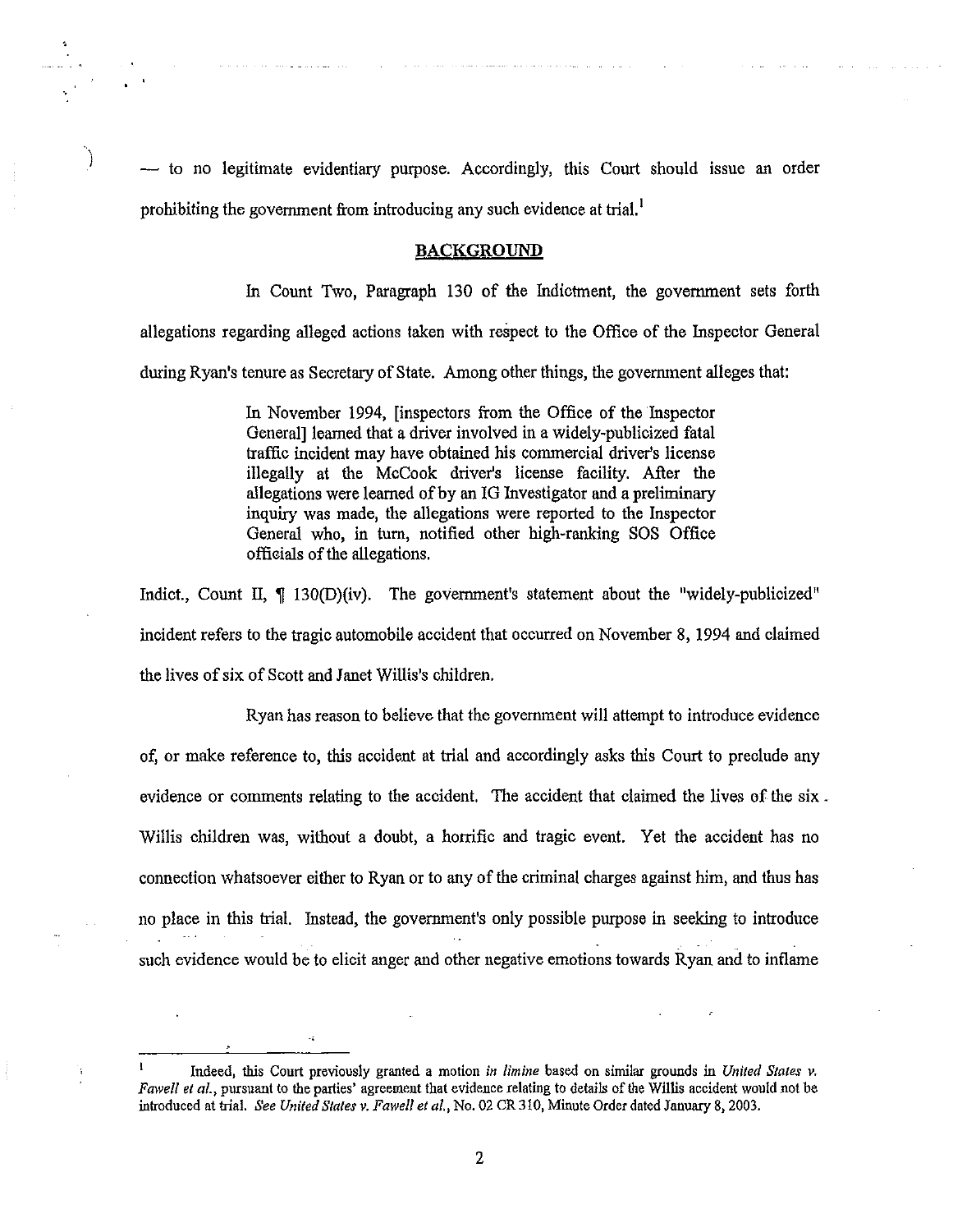— to no legitimate evidentiary purpose. Accordingly, this Court should issue an order prohibiting the government from introducing any such evidence at trial.[1]

## BACKGROUND

In Count Two, Paragraph 130 of the Indictment, the government sets forth allegations regarding alleged actions taken with respect to the Office of the Inspector General during Ryan's tenure as Secretary of State. Among other things, the government alleges that:

> In November 1994, [inspectors from the Office of the Inspector General] learned that a driver involved in a widely-publicized fatal traffic incident may have obtained his commercial driver's license illegally at the McCook driver's license facility. After the allegations were learned of by an IG Investigator and a preliminary inquiry was made, the allegations were reported to the Inspector General who, in turn, notified other high-ranking SOS Office officials of the allegations.

Indict., Count II, ¶ 130(D)(iv). The government's statement about the "widely-publicized" incident refers to the tragic automobile accident that occurred on November 8, 1994 and claimed the lives of six of Scott and Janet Willis's children.

Ryan has reason to believe that the government will attempt to introduce evidence of, or make reference to, this accident at trial and accordingly asks this Court to preclude any evidence or comments relating to the accident. The accident that claimed the lives of the six Willis children was, without a doubt, a horrific and tragic event. Yet the accident has no connection whatsoever either to Ryan or to any of the criminal charges against him, and thus has no place in this trial. Instead, the government's only possible purpose in seeking to introduce such evidence would be to elicit anger and other negative emotions towards Ryan and to inflame

---

[1] Indeed, this Court previously granted a motion *in limine* based on similar grounds in *United States v. Fawell et al.*, pursuant to the parties' agreement that evidence relating to details of the Willis accident would not be introduced at trial. *See United States v. Fawell et al.*, No. 02 CR 310, Minute Order dated January 8, 2003.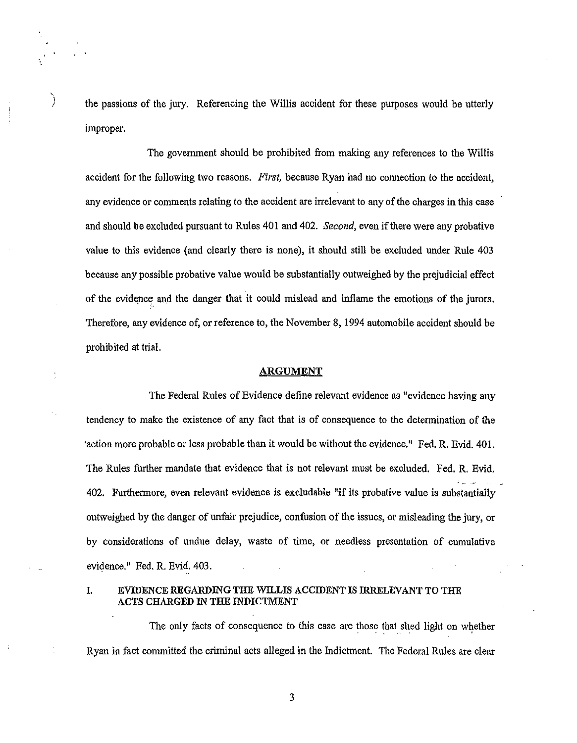the passions of the jury. Referencing the Willis accident for these purposes would be utterly improper.

The government should be prohibited from making any references to the Willis accident for the following two reasons. *First,* because Ryan had no connection to the accident, any evidence or comments relating to the accident are irrelevant to any of the charges in this case and should be excluded pursuant to Rules 401 and 402. *Second,* even if there were any probative value to this evidence (and clearly there is none), it should still be excluded under Rule 403 because any possible probative value would be substantially outweighed by the prejudicial effect of the evidence and the danger that it could mislead and inflame the emotions of the jurors. Therefore, any evidence of, or reference to, the November 8, 1994 automobile accident should be prohibited at trial.

## ARGUMENT

The Federal Rules of Evidence define relevant evidence as "evidence having any tendency to make the existence of any fact that is of consequence to the determination of the action more probable or less probable than it would be without the evidence." Fed. R. Evid. 401. The Rules further mandate that evidence that is not relevant must be excluded. Fed. R. Evid. 402. Furthermore, even relevant evidence is excludable "if its probative value is substantially outweighed by the danger of unfair prejudice, confusion of the issues, or misleading the jury, or by considerations of undue delay, waste of time, or needless presentation of cumulative evidence." Fed. R. Evid. 403.

### I. EVIDENCE REGARDING THE WILLIS ACCIDENT IS IRRELEVANT TO THE ACTS CHARGED IN THE INDICTMENT

The only facts of consequence to this case are those that shed light on whether Ryan in fact committed the criminal acts alleged in the Indictment. The Federal Rules are clear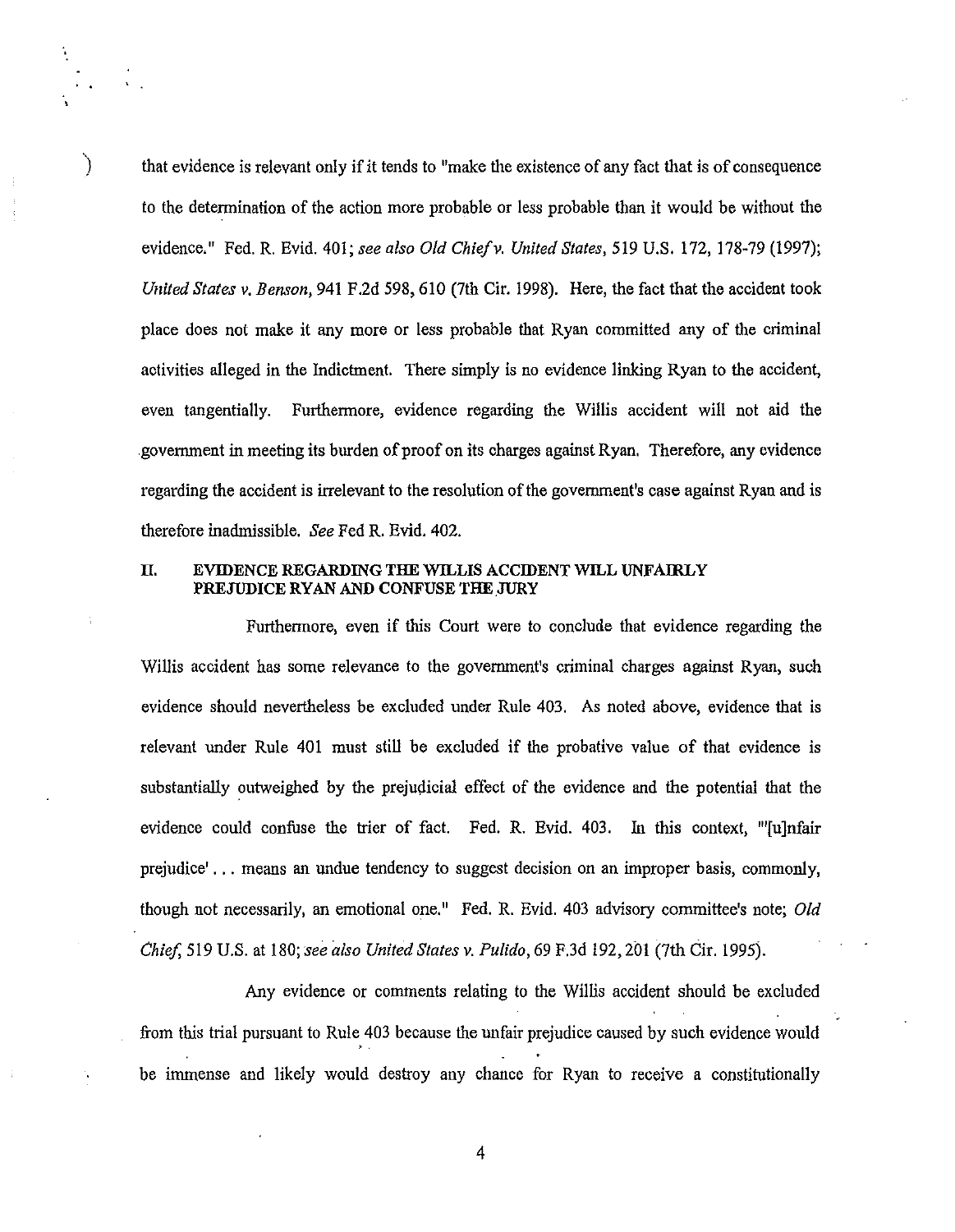that evidence is relevant only if it tends to "make the existence of any fact that is of consequence to the determination of the action more probable or less probable than it would be without the evidence." Fed. R. Evid. 401; *see also Old Chief v. United States*, 519 U.S. 172, 178-79 (1997); *United States v. Benson*, 941 F.2d 598, 610 (7th Cir. 1998). Here, the fact that the accident took place does not make it any more or less probable that Ryan committed any of the criminal activities alleged in the Indictment. There simply is no evidence linking Ryan to the accident, even tangentially. Furthermore, evidence regarding the Willis accident will not aid the government in meeting its burden of proof on its charges against Ryan. Therefore, any evidence regarding the accident is irrelevant to the resolution of the government's case against Ryan and is therefore inadmissible. *See* Fed R. Evid. 402.

## II. EVIDENCE REGARDING THE WILLIS ACCIDENT WILL UNFAIRLY PREJUDICE RYAN AND CONFUSE THE JURY

Furthermore, even if this Court were to conclude that evidence regarding the Willis accident has some relevance to the government's criminal charges against Ryan, such evidence should nevertheless be excluded under Rule 403. As noted above, evidence that is relevant under Rule 401 must still be excluded if the probative value of that evidence is substantially outweighed by the prejudicial effect of the evidence and the potential that the evidence could confuse the trier of fact. Fed. R. Evid. 403. In this context, "'[u]nfair prejudice' . . . means an undue tendency to suggest decision on an improper basis, commonly, though not necessarily, an emotional one." Fed. R. Evid. 403 advisory committee's note; *Old Chief*, 519 U.S. at 180; *see also United States v. Pulido*, 69 F.3d 192, 201 (7th Cir. 1995).

Any evidence or comments relating to the Willis accident should be excluded from this trial pursuant to Rule 403 because the unfair prejudice caused by such evidence would be immense and likely would destroy any chance for Ryan to receive a constitutionally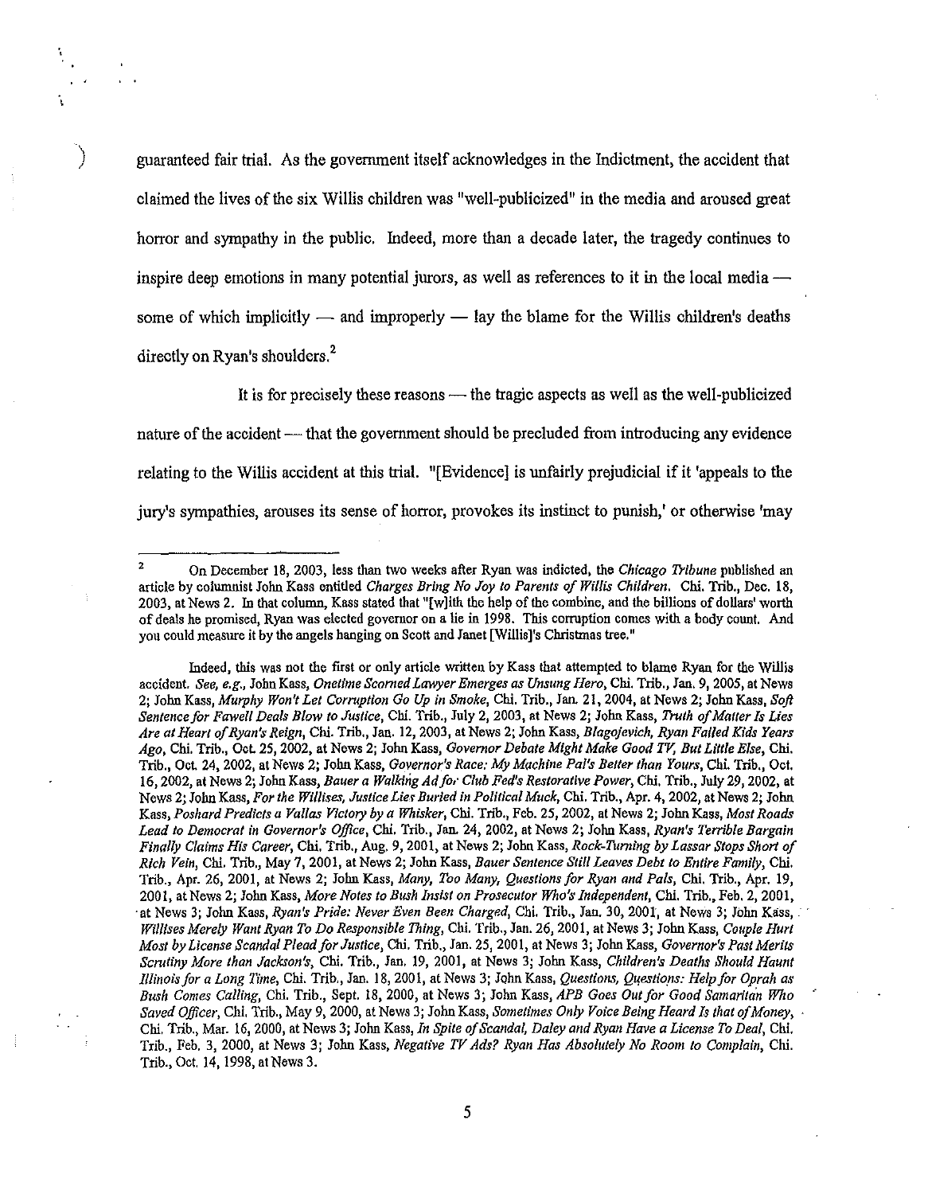guaranteed fair trial. As the government itself acknowledges in the Indictment, the accident that claimed the lives of the six Willis children was "well-publicized" in the media and aroused great horror and sympathy in the public. Indeed, more than a decade later, the tragedy continues to inspire deep emotions in many potential jurors, as well as references to it in the local media — some of which implicitly — and improperly — lay the blame for the Willis children's deaths directly on Ryan's shoulders.[2]

It is for precisely these reasons — the tragic aspects as well as the well-publicized nature of the accident — that the government should be precluded from introducing any evidence relating to the Willis accident at this trial. "[Evidence] is unfairly prejudicial if it 'appeals to the jury's sympathies, arouses its sense of horror, provokes its instinct to punish,' or otherwise 'may

---

[2] On December 18, 2003, less than two weeks after Ryan was indicted, the *Chicago Tribune* published an article by columnist John Kass entitled *Charges Bring No Joy to Parents of Willis Children*. Chi. Trib., Dec. 18, 2003, at News 2. In that column, Kass stated that "[w]ith the help of the combine, and the billions of dollars' worth of deals he promised, Ryan was elected governor on a lie in 1998. This corruption comes with a body count. And you could measure it by the angels hanging on Scott and Janet [Willis]'s Christmas tree."

Indeed, this was not the first or only article written by Kass that attempted to blame Ryan for the Willis accident. *See, e.g.*, John Kass, *Onetime Scorned Lawyer Emerges as Unsung Hero*, Chi. Trib., Jan. 9, 2005, at News 2; John Kass, *Murphy Won't Let Corruption Go Up in Smoke*, Chi. Trib., Jan. 21, 2004, at News 2; John Kass, *Soft Sentence for Fawell Deals Blow to Justice*, Chi. Trib., July 2, 2003, at News 2; John Kass, *Truth of Matter Is Lies Are at Heart of Ryan's Reign*, Chi. Trib., Jan. 12, 2003, at News 2; John Kass, *Blagojevich, Ryan Failed Kids Years Ago*, Chi. Trib., Oct. 25, 2002, at News 2; John Kass, *Governor Debate Might Make Good TV, But Little Else*, Chi. Trib., Oct. 24, 2002, at News 2; John Kass, *Governor's Race: My Machine Pal's Better than Yours*, Chi. Trib., Oct. 16, 2002, at News 2; John Kass, *Bauer a Walking Ad for Club Fed's Restorative Power*, Chi. Trib., July 29, 2002, at News 2; John Kass, *For the Willises, Justice Lies Buried in Political Muck*, Chi. Trib., Apr. 4, 2002, at News 2; John Kass, *Poshard Predicts a Vallas Victory by a Whisker*, Chi. Trib., Feb. 25, 2002, at News 2; John Kass, *Most Roads Lead to Democrat in Governor's Office*, Chi. Trib., Jan. 24, 2002, at News 2; John Kass, *Ryan's Terrible Bargain Finally Claims His Career*, Chi. Trib., Aug. 9, 2001, at News 2; John Kass, *Rock-Turning by Lassar Stops Short of Rich Vein*, Chi. Trib., May 7, 2001, at News 2; John Kass, *Bauer Sentence Still Leaves Debt to Entire Family*, Chi. Trib., Apr. 26, 2001, at News 2; John Kass, *Many, Too Many, Questions for Ryan and Pals*, Chi. Trib., Apr. 19, 2001, at News 2; John Kass, *More Notes to Bush Insist on Prosecutor Who's Independent*, Chi. Trib., Feb. 2, 2001, at News 3; John Kass, *Ryan's Pride: Never Even Been Charged*, Chi. Trib., Jan. 30, 2001, at News 3; John Kass, *Willises Merely Want Ryan To Do Responsible Thing*, Chi. Trib., Jan. 26, 2001, at News 3; John Kass, *Couple Hurt Most by License Scandal Plead for Justice*, Chi. Trib., Jan. 25, 2001, at News 3; John Kass, *Governor's Past Merits Scrutiny More than Jackson's*, Chi. Trib., Jan. 19, 2001, at News 3; John Kass, *Children's Deaths Should Haunt Illinois for a Long Time*, Chi. Trib., Jan. 18, 2001, at News 3; John Kass, *Questions, Questions: Help for Oprah as Bush Comes Calling*, Chi. Trib., Sept. 18, 2000, at News 3; John Kass, *APB Goes Out for Good Samaritan Who Saved Officer*, Chi. Trib., May 9, 2000, at News 3; John Kass, *Sometimes Only Voice Being Heard Is that of Money*, Chi. Trib., Mar. 16, 2000, at News 3; John Kass, *In Spite of Scandal, Daley and Ryan Have a License To Deal*, Chi. Trib., Feb. 3, 2000, at News 3; John Kass, *Negative TV Ads? Ryan Has Absolutely No Room to Complain*, Chi. Trib., Oct. 14, 1998, at News 3.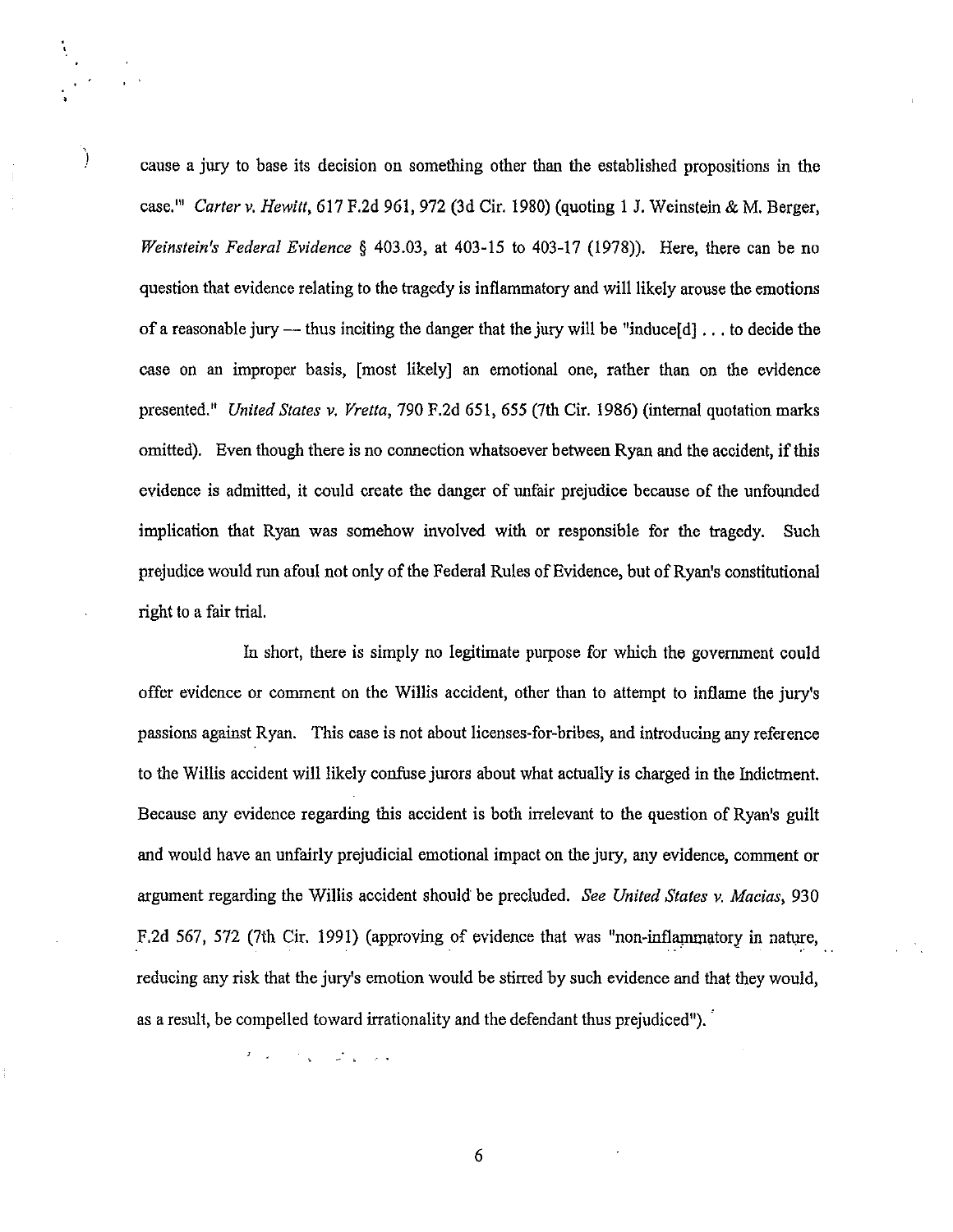cause a jury to base its decision on something other than the established propositions in the case.'" *Carter v. Hewitt*, 617 F.2d 961, 972 (3d Cir. 1980) (quoting 1 J. Weinstein & M. Berger, *Weinstein's Federal Evidence* § 403.03, at 403-15 to 403-17 (1978)). Here, there can be no question that evidence relating to the tragedy is inflammatory and will likely arouse the emotions of a reasonable jury — thus inciting the danger that the jury will be "induce[d] . . . to decide the case on an improper basis, [most likely] an emotional one, rather than on the evidence presented." *United States v. Vretta*, 790 F.2d 651, 655 (7th Cir. 1986) (internal quotation marks omitted). Even though there is no connection whatsoever between Ryan and the accident, if this evidence is admitted, it could create the danger of unfair prejudice because of the unfounded implication that Ryan was somehow involved with or responsible for the tragedy. Such prejudice would run afoul not only of the Federal Rules of Evidence, but of Ryan's constitutional right to a fair trial.

In short, there is simply no legitimate purpose for which the government could offer evidence or comment on the Willis accident, other than to attempt to inflame the jury's passions against Ryan. This case is not about licenses-for-bribes, and introducing any reference to the Willis accident will likely confuse jurors about what actually is charged in the Indictment. Because any evidence regarding this accident is both irrelevant to the question of Ryan's guilt and would have an unfairly prejudicial emotional impact on the jury, any evidence, comment or argument regarding the Willis accident should be precluded. *See United States v. Macias*, 930 F.2d 567, 572 (7th Cir. 1991) (approving of evidence that was "non-inflammatory in nature, reducing any risk that the jury's emotion would be stirred by such evidence and that they would, as a result, be compelled toward irrationality and the defendant thus prejudiced").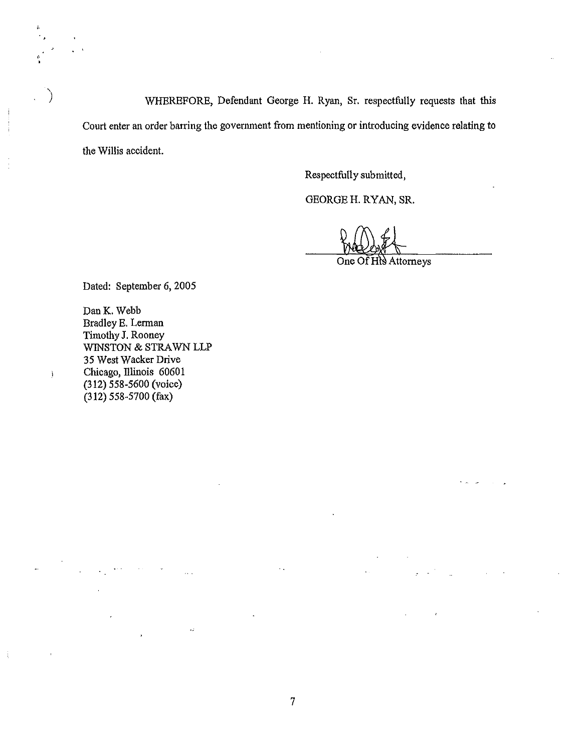WHEREFORE, Defendant George H. Ryan, Sr. respectfully requests that this Court enter an order barring the government from mentioning or introducing evidence relating to the Willis accident.

Respectfully submitted,

GEORGE H. RYAN, SR.

One Of His Attorneys

Dated: September 6, 2005

Dan K. Webb
Bradley E. Lerman
Timothy J. Rooney
WINSTON & STRAWN LLP
35 West Wacker Drive
Chicago, Illinois 60601
(312) 558-5600 (voice)
(312) 558-5700 (fax)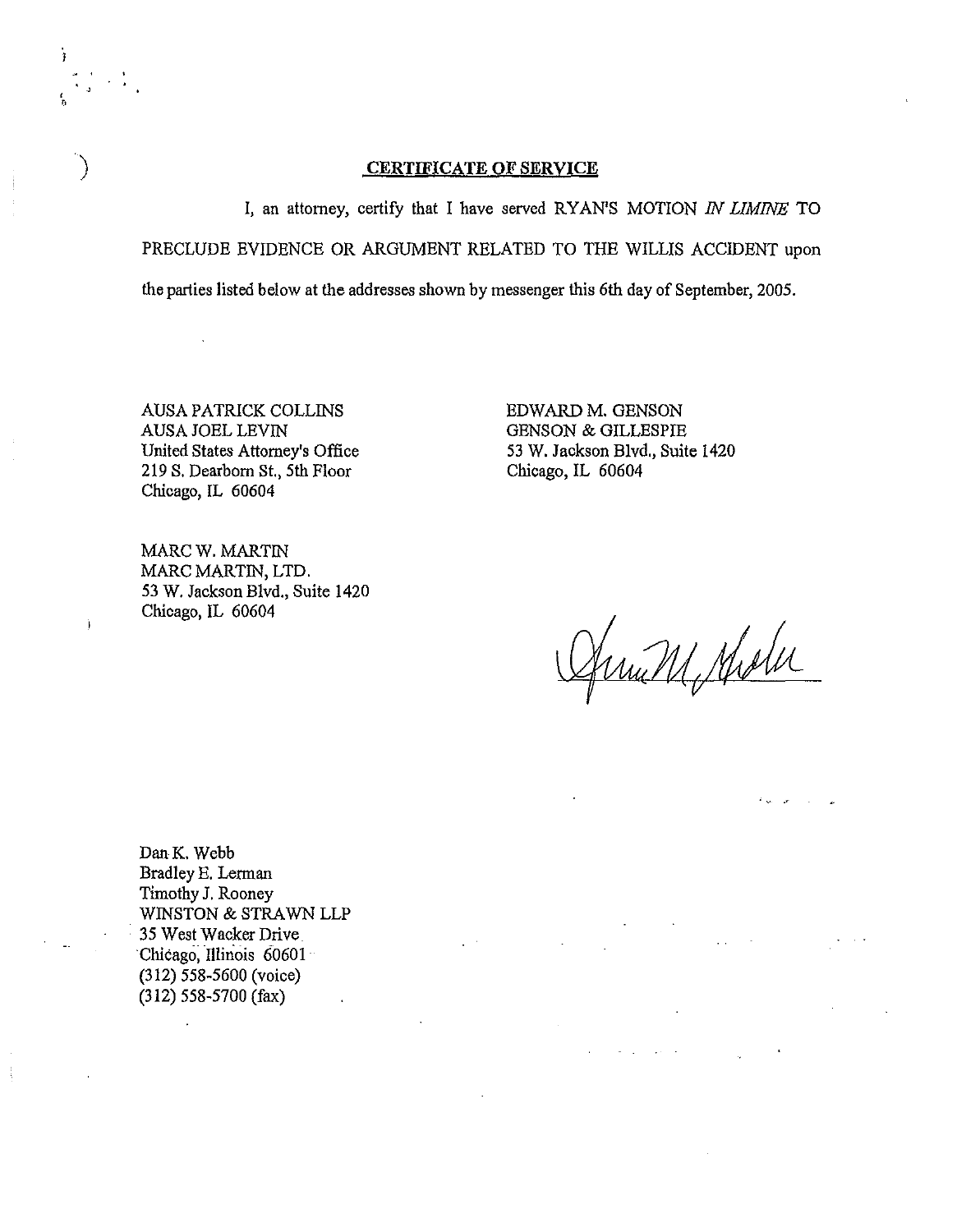## CERTIFICATE OF SERVICE

I, an attorney, certify that I have served RYAN'S MOTION *IN LIMINE* TO PRECLUDE EVIDENCE OR ARGUMENT RELATED TO THE WILLIS ACCIDENT upon the parties listed below at the addresses shown by messenger this 6th day of September, 2005.

AUSA PATRICK COLLINS
AUSA JOEL LEVIN
United States Attorney's Office
219 S. Dearborn St., 5th Floor
Chicago, IL 60604

EDWARD M. GENSON
GENSON & GILLESPIE
53 W. Jackson Blvd., Suite 1420
Chicago, IL 60604

MARC W. MARTIN
MARC MARTIN, LTD.
53 W. Jackson Blvd., Suite 1420
Chicago, IL 60604

Dan K. Webb
Bradley E. Lerman
Timothy J. Rooney
WINSTON & STRAWN LLP
35 West Wacker Drive
Chicago, Illinois 60601
(312) 558-5600 (voice)
(312) 558-5700 (fax)